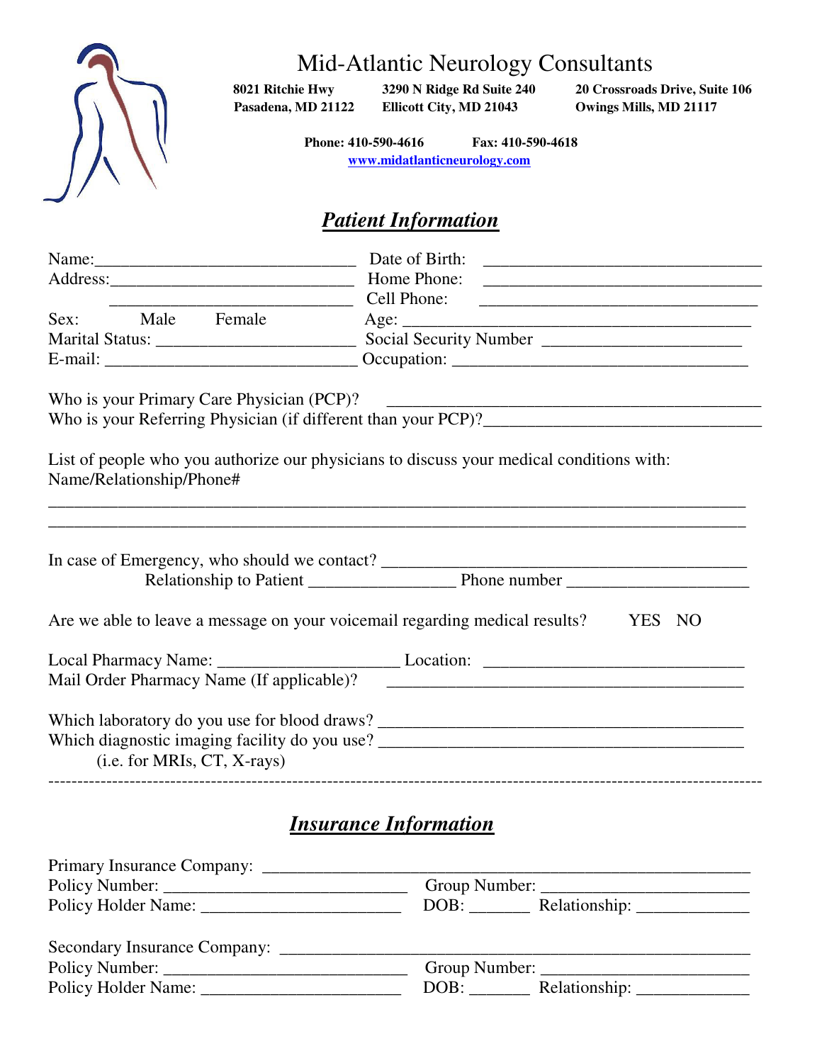# Mid-Atlantic Neurology Consultants

**8021 Ritchie Hwy**
**Pasadena, MD 21122**

**3290 N Ridge Rd Suite 240**
**Ellicott City, MD 21043**

**20 Crossroads Drive, Suite 106**
**Owings Mills, MD 21117**

**Phone: 410-590-4616** **Fax: 410-590-4618**

**www.midatlanticneurology.com**

## ***Patient Information***

Name:______________________________ Date of Birth: ________________________________

Address:____________________________ Home Phone: ________________________________

____________________________ Cell Phone: ________________________________

Sex: Male Female Age: ________________________________________

Marital Status: ______________________ Social Security Number ______________________

E-mail: ____________________________ Occupation: __________________________________

Who is your Primary Care Physician (PCP)? ___________________________________________

Who is your Referring Physician (if different than your PCP)?________________________________

List of people who you authorize our physicians to discuss your medical conditions with:
Name/Relationship/Phone#

___________________________________________________________________________________

___________________________________________________________________________________

In case of Emergency, who should we contact? ___________________________________________

Relationship to Patient ________________ Phone number ____________________

Are we able to leave a message on your voicemail regarding medical results? YES NO

Local Pharmacy Name: ____________________ Location: _____________________________

Mail Order Pharmacy Name (If applicable)? _____________________________________________

Which laboratory do you use for blood draws? ___________________________________________

Which diagnostic imaging facility do you use? ___________________________________________
(i.e. for MRIs, CT, X-rays)

---

## ***Insurance Information***

Primary Insurance Company: ______________________________________________________

Policy Number: ___________________________ Group Number: _______________________

Policy Holder Name: _______________________ DOB: _______ Relationship: ____________

Secondary Insurance Company: ____________________________________________________

Policy Number: ___________________________ Group Number: _______________________

Policy Holder Name: _______________________ DOB: _______ Relationship: ____________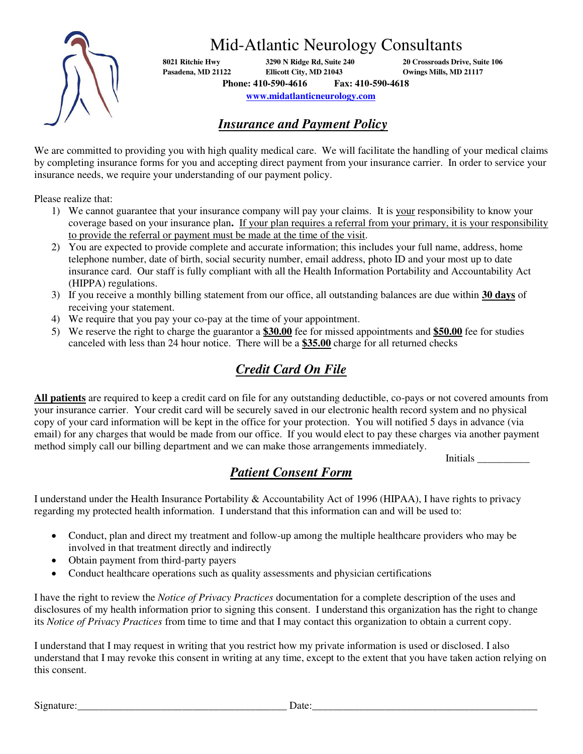# Mid-Atlantic Neurology Consultants

**8021 Ritchie Hwy**
**Pasadena, MD 21122**

**3290 N Ridge Rd, Suite 240**
**Ellicott City, MD 21043**

**20 Crossroads Drive, Suite 106**
**Owings Mills, MD 21117**

**Phone: 410-590-4616 Fax: 410-590-4618**

**www.midatlanticneurology.com**

## ***Insurance and Payment Policy***

We are committed to providing you with high quality medical care. We will facilitate the handling of your medical claims by completing insurance forms for you and accepting direct payment from your insurance carrier. In order to service your insurance needs, we require your understanding of our payment policy.

Please realize that:

1) We cannot guarantee that your insurance company will pay your claims. It is your responsibility to know your coverage based on your insurance plan**.** If your plan requires a referral from your primary, it is your responsibility to provide the referral or payment must be made at the time of the visit.
2) You are expected to provide complete and accurate information; this includes your full name, address, home telephone number, date of birth, social security number, email address, photo ID and your most up to date insurance card. Our staff is fully compliant with all the Health Information Portability and Accountability Act (HIPPA) regulations.
3) If you receive a monthly billing statement from our office, all outstanding balances are due within **30 days** of receiving your statement.
4) We require that you pay your co-pay at the time of your appointment.
5) We reserve the right to charge the guarantor a **$30.00** fee for missed appointments and **$50.00** fee for studies canceled with less than 24 hour notice. There will be a **$35.00** charge for all returned checks

## ***Credit Card On File***

**All patients** are required to keep a credit card on file for any outstanding deductible, co-pays or not covered amounts from your insurance carrier. Your credit card will be securely saved in our electronic health record system and no physical copy of your card information will be kept in the office for your protection. You will notified 5 days in advance (via email) for any charges that would be made from our office. If you would elect to pay these charges via another payment method simply call our billing department and we can make those arrangements immediately.

Initials __________

## ***Patient Consent Form***

I understand under the Health Insurance Portability & Accountability Act of 1996 (HIPAA), I have rights to privacy regarding my protected health information. I understand that this information can and will be used to:

- Conduct, plan and direct my treatment and follow-up among the multiple healthcare providers who may be involved in that treatment directly and indirectly
- Obtain payment from third-party payers
- Conduct healthcare operations such as quality assessments and physician certifications

I have the right to review the *Notice of Privacy Practices* documentation for a complete description of the uses and disclosures of my health information prior to signing this consent. I understand this organization has the right to change its *Notice of Privacy Practices* from time to time and that I may contact this organization to obtain a current copy.

I understand that I may request in writing that you restrict how my private information is used or disclosed. I also understand that I may revoke this consent in writing at any time, except to the extent that you have taken action relying on this consent.

Signature:________________________________________ Date:____________________________________________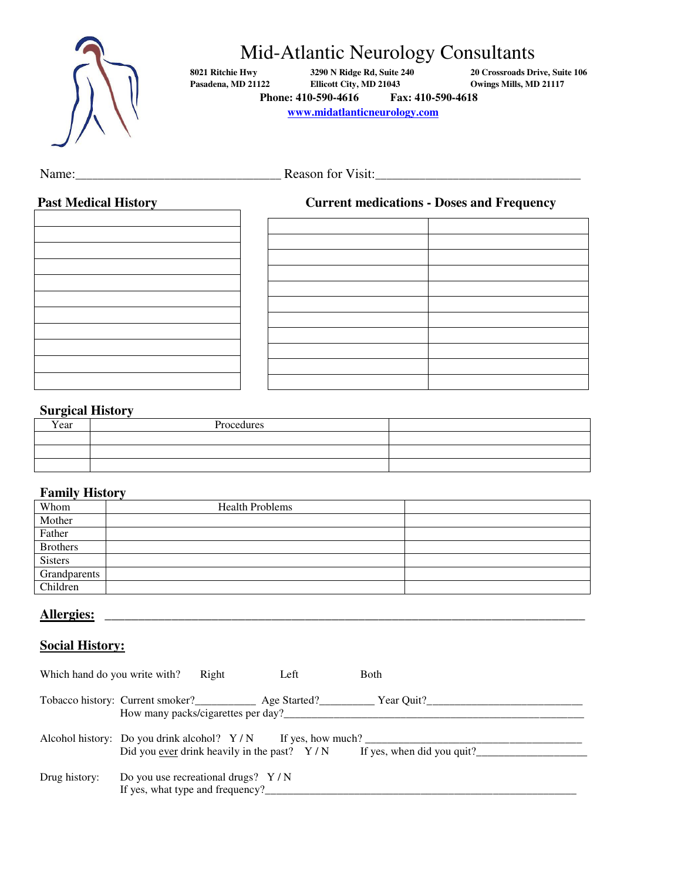# Mid-Atlantic Neurology Consultants

**8021 Ritchie Hwy**
**Pasadena, MD 21122**

**3290 N Ridge Rd, Suite 240**
**Ellicott City, MD 21043**

**20 Crossroads Drive, Suite 106**
**Owings Mills, MD 21117**

**Phone: 410-590-4616    Fax: 410-590-4618**

**www.midatlanticneurology.com**

Name:_______________________________ Reason for Visit:_______________________________

## Past Medical History

| |
|---|
| |
| |
| |
| |
| |
| |
| |
| |
| |
| |
| |

## Current medications - Doses and Frequency

| | |
|---|---|
| | |
| | |
| | |
| | |
| | |
| | |
| | |
| | |
| | |
| | |
| | |

## Surgical History

| Year | Procedures | |
|---|---|---|
| | | |
| | | |
| | | |

## Family History

| Whom | Health Problems | |
|---|---|---|
| Mother | | |
| Father | | |
| Brothers | | |
| Sisters | | |
| Grandparents | | |
| Children | | |

**Allergies:** ___________________________________________________________________________

## Social History:

Which hand do you write with?   Right   Left   Both

Tobacco history: Current smoker?__________ Age Started?_________ Year Quit?___________________________
How many packs/cigarettes per day?_____________________________________________________

Alcohol history: Do you drink alcohol? Y / N   If yes, how much? ______________________________________
Did you ever drink heavily in the past? Y / N   If yes, when did you quit?___________________

Drug history: Do you use recreational drugs? Y / N
If yes, what type and frequency?_______________________________________________________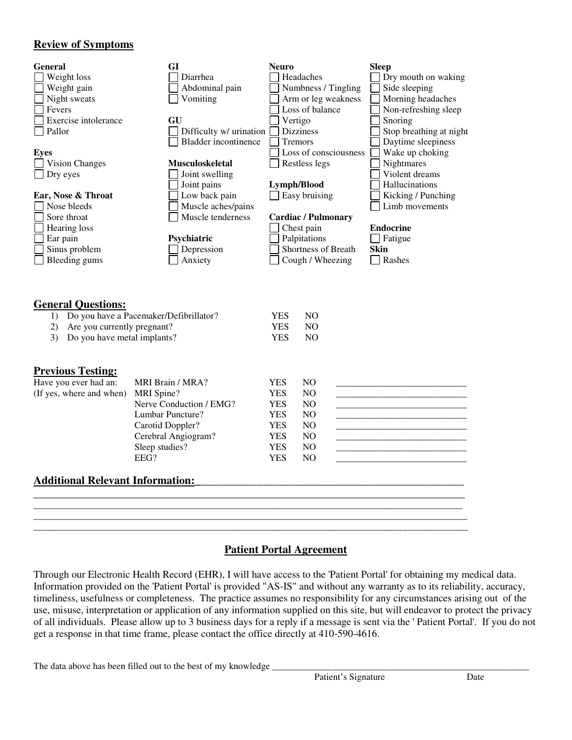## Review of Symptoms

**General**
- ☐ Weight loss
- ☐ Weight gain
- ☐ Night sweats
- ☐ Fevers
- ☐ Exercise intolerance
- ☐ Pallor

**Eyes**
- ☐ Vision Changes
- ☐ Dry eyes

**Ear, Nose & Throat**
- ☐ Nose bleeds
- ☐ Sore throat
- ☐ Hearing loss
- ☐ Ear pain
- ☐ Sinus problem
- ☐ Bleeding gums

**GI**
- ☐ Diarrhea
- ☐ Abdominal pain
- ☐ Vomiting

**GU**
- ☐ Difficulty w/ urination
- ☐ Bladder incontinence

**Musculoskeletal**
- ☐ Joint swelling
- ☐ Joint pains
- ☐ Low back pain
- ☐ Muscle aches/pains
- ☐ Muscle tenderness

**Psychiatric**
- ☐ Depression
- ☐ Anxiety

**Neuro**
- ☐ Headaches
- ☐ Numbness / Tingling
- ☐ Arm or leg weakness
- ☐ Loss of balance
- ☐ Vertigo
- ☐ Dizziness
- ☐ Tremors
- ☐ Loss of consciousness
- ☐ Restless legs

**Lymph/Blood**
- ☐ Easy bruising

**Cardiac / Pulmonary**
- ☐ Chest pain
- ☐ Palpitations
- ☐ Shortness of Breath
- ☐ Cough / Wheezing

**Sleep**
- ☐ Dry mouth on waking
- ☐ Side sleeping
- ☐ Morning headaches
- ☐ Non-refreshing sleep
- ☐ Snoring
- ☐ Stop breathing at night
- ☐ Daytime sleepiness
- ☐ Wake up choking
- ☐ Nightmares
- ☐ Violent dreams
- ☐ Hallucinations
- ☐ Kicking / Punching
- ☐ Limb movements

**Endocrine**
- ☐ Fatigue

**Skin**
- ☐ Rashes

## General Questions:

1) Do you have a Pacemaker/Defibrillator? YES NO
2) Are you currently pregnant? YES NO
3) Do you have metal implants? YES NO

## Previous Testing:

| | | | | |
|---|---|---|---|---|
| Have you ever had an: | MRI Brain / MRA? | YES | NO | ____________________________ |
| (If yes, where and when) | MRI Spine? | YES | NO | ____________________________ |
| | Nerve Conduction / EMG? | YES | NO | ____________________________ |
| | Lumbar Puncture? | YES | NO | ____________________________ |
| | Carotid Doppler? | YES | NO | ____________________________ |
| | Cerebral Angiogram? | YES | NO | ____________________________ |
| | Sleep studies? | YES | NO | ____________________________ |
| | EEG? | YES | NO | ____________________________ |

## Additional Relevant Information:____________________________________________________

____________________________________________________________________________________
____________________________________________________________________________________
____________________________________________________________________________________
____________________________________________________________________________________

## Patient Portal Agreement

Through our Electronic Health Record (EHR), I will have access to the 'Patient Portal' for obtaining my medical data. Information provided on the 'Patient Portal' is provided "AS-IS" and without any warranty as to its reliability, accuracy, timeliness, usefulness or completeness. The practice assumes no responsibility for any circumstances arising out of the use, misuse, interpretation or application of any information supplied on this site, but will endeavor to protect the privacy of all individuals. Please allow up to 3 business days for a reply if a message is sent via the ' Patient Portal'. If you do not get a response in that time frame, please contact the office directly at 410-590-4616.

The data above has been filled out to the best of my knowledge ______________________________________________________

Patient's Signature Date